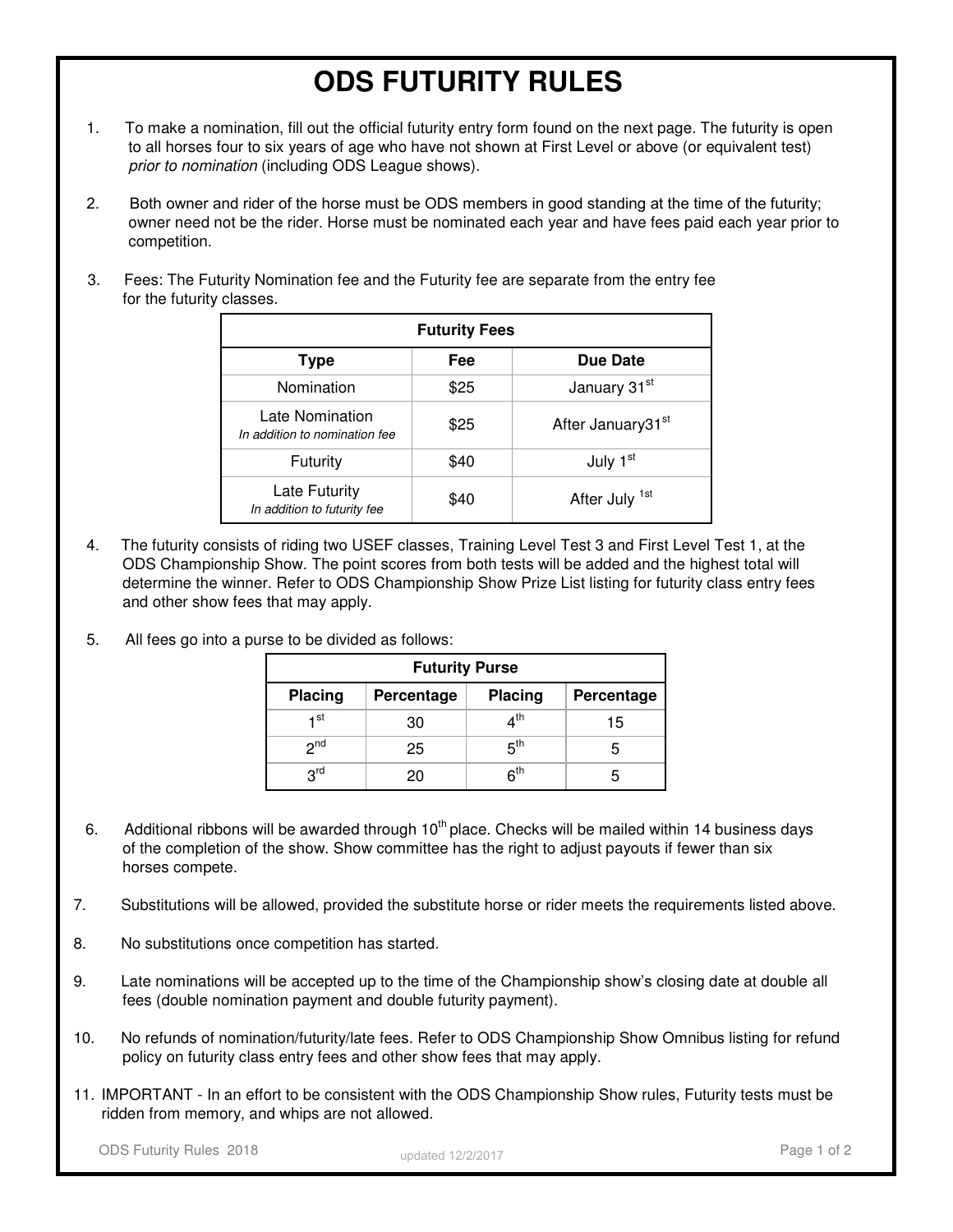# ODS FUTURITY RULES

1. To make a nomination, fill out the official futurity entry form found on the next page. The futurity is open to all horses four to six years of age who have not shown at First Level or above (or equivalent test) *prior to nomination* (including ODS League shows).

2. Both owner and rider of the horse must be ODS members in good standing at the time of the futurity; owner need not be the rider. Horse must be nominated each year and have fees paid each year prior to competition.

3. Fees: The Futurity Nomination fee and the Futurity fee are separate from the entry fee for the futurity classes.

| Futurity Fees | | |
|---|---|---|
| **Type** | **Fee** | **Due Date** |
| Nomination | $25 | January 31st |
| Late Nomination<br>*In addition to nomination fee* | $25 | After January31st |
| Futurity | $40 | July 1st |
| Late Futurity<br>*In addition to futurity fee* | $40 | After July 1st |

4. The futurity consists of riding two USEF classes, Training Level Test 3 and First Level Test 1, at the ODS Championship Show. The point scores from both tests will be added and the highest total will determine the winner. Refer to ODS Championship Show Prize List listing for futurity class entry fees and other show fees that may apply.

5. All fees go into a purse to be divided as follows:

| Futurity Purse | | | |
|---|---|---|---|
| **Placing** | **Percentage** | **Placing** | **Percentage** |
| 1st | 30 | 4th | 15 |
| 2nd | 25 | 5th | 5 |
| 3rd | 20 | 6th | 5 |

6. Additional ribbons will be awarded through 10th place. Checks will be mailed within 14 business days of the completion of the show. Show committee has the right to adjust payouts if fewer than six horses compete.

7. Substitutions will be allowed, provided the substitute horse or rider meets the requirements listed above.

8. No substitutions once competition has started.

9. Late nominations will be accepted up to the time of the Championship show's closing date at double all fees (double nomination payment and double futurity payment).

10. No refunds of nomination/futurity/late fees. Refer to ODS Championship Show Omnibus listing for refund policy on futurity class entry fees and other show fees that may apply.

11. IMPORTANT - In an effort to be consistent with the ODS Championship Show rules, Futurity tests must be ridden from memory, and whips are not allowed.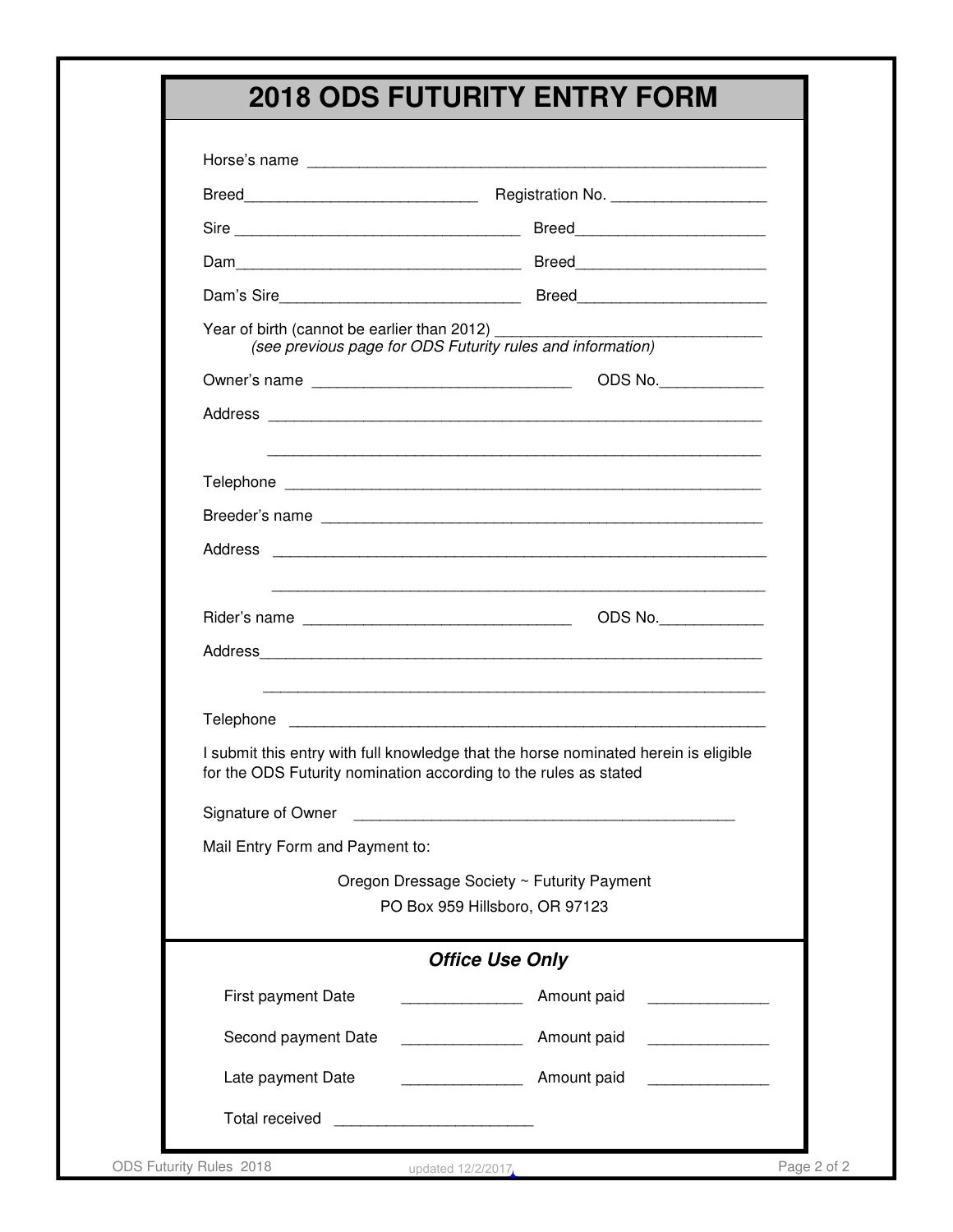# 2018 ODS FUTURITY ENTRY FORM

Horse's name _______________________________________________________

Breed___________________________ Registration No. __________________

Sire _________________________________ Breed______________________

Dam__________________________________ Breed______________________

Dam's Sire____________________________ Breed______________________

Year of birth (cannot be earlier than 2012) _______________________________

*(see previous page for ODS Futurity rules and information)*

Owner's name ______________________________ ODS No.____________

Address ___________________________________________________________

___________________________________________________________

Telephone _________________________________________________________

Breeder's name _____________________________________________________

Address ___________________________________________________________

___________________________________________________________

Rider's name _______________________________ ODS No.____________

Address____________________________________________________________

___________________________________________________________

Telephone _________________________________________________________

I submit this entry with full knowledge that the horse nominated herein is eligible for the ODS Futurity nomination according to the rules as stated

Signature of Owner ____________________________________________

Mail Entry Form and Payment to:

Oregon Dressage Society ~ Futurity Payment

PO Box 959 Hillsboro, OR 97123

### *Office Use Only*

| | | | |
|---|---|---|---|
| First payment Date | ______________ | Amount paid | ______________ |
| Second payment Date | ______________ | Amount paid | ______________ |
| Late payment Date | ______________ | Amount paid | ______________ |

Total received _______________________

updated 12/2/2017